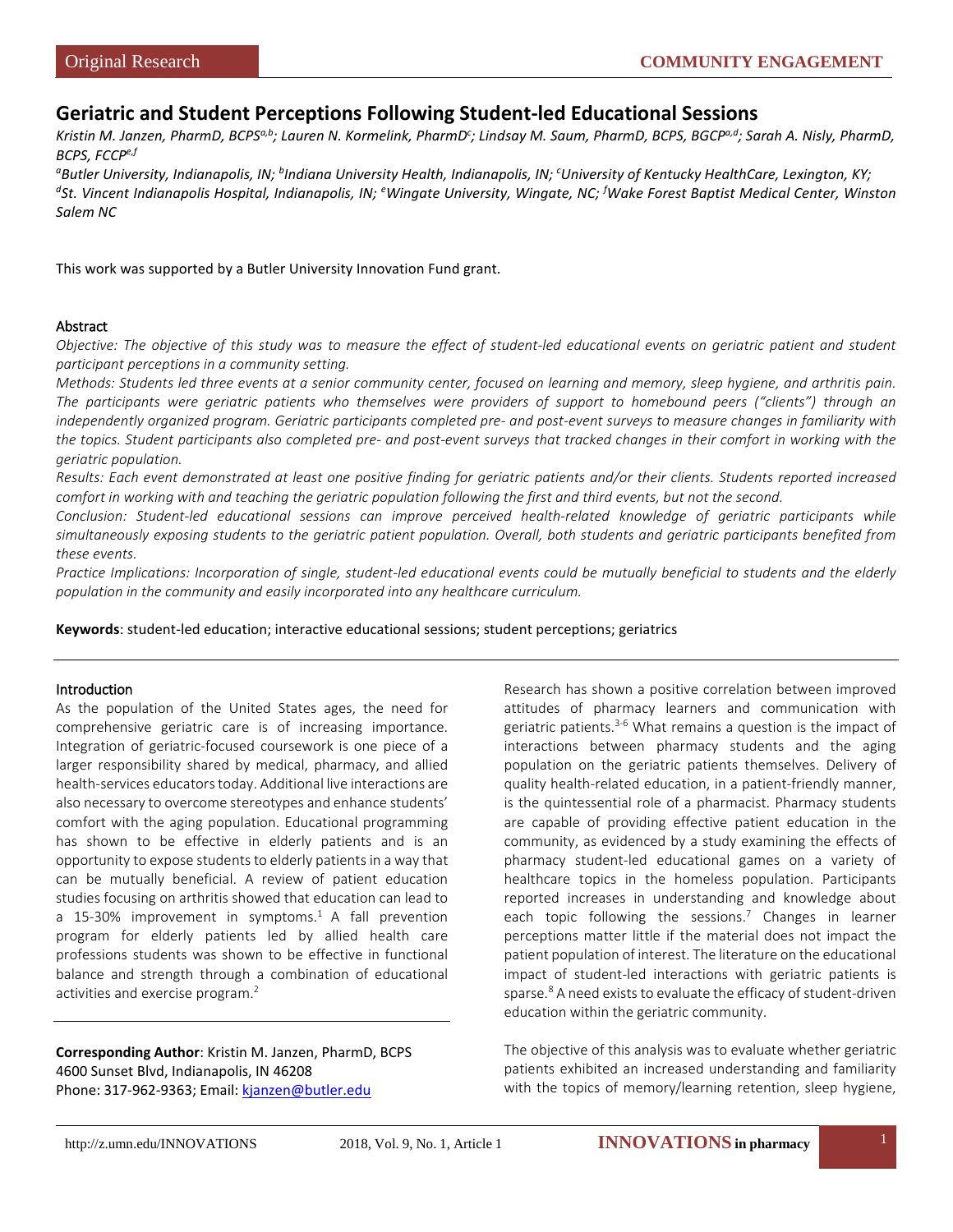Original Research

COMMUNITY ENGAGEMENT

# Geriatric and Student Perceptions Following Student-led Educational Sessions

*Kristin M. Janzen, PharmD, BCPS[a,b]; Lauren N. Kormelink, PharmD[c]; Lindsay M. Saum, PharmD, BCPS, BGCP[a,d]; Sarah A. Nisly, PharmD, BCPS, FCCP[e,f]*

*[a]Butler University, Indianapolis, IN; [b]Indiana University Health, Indianapolis, IN; [c]University of Kentucky HealthCare, Lexington, KY; [d]St. Vincent Indianapolis Hospital, Indianapolis, IN; [e]Wingate University, Wingate, NC; [f]Wake Forest Baptist Medical Center, Winston Salem NC*

This work was supported by a Butler University Innovation Fund grant.

## Abstract

*Objective: The objective of this study was to measure the effect of student-led educational events on geriatric patient and student participant perceptions in a community setting.*

*Methods: Students led three events at a senior community center, focused on learning and memory, sleep hygiene, and arthritis pain. The participants were geriatric patients who themselves were providers of support to homebound peers ("clients") through an independently organized program. Geriatric participants completed pre- and post-event surveys to measure changes in familiarity with the topics. Student participants also completed pre- and post-event surveys that tracked changes in their comfort in working with the geriatric population.*

*Results: Each event demonstrated at least one positive finding for geriatric patients and/or their clients. Students reported increased comfort in working with and teaching the geriatric population following the first and third events, but not the second.*

*Conclusion: Student-led educational sessions can improve perceived health-related knowledge of geriatric participants while simultaneously exposing students to the geriatric patient population. Overall, both students and geriatric participants benefited from these events.*

*Practice Implications: Incorporation of single, student-led educational events could be mutually beneficial to students and the elderly population in the community and easily incorporated into any healthcare curriculum.*

**Keywords**: student-led education; interactive educational sessions; student perceptions; geriatrics

## Introduction

As the population of the United States ages, the need for comprehensive geriatric care is of increasing importance. Integration of geriatric-focused coursework is one piece of a larger responsibility shared by medical, pharmacy, and allied health-services educators today. Additional live interactions are also necessary to overcome stereotypes and enhance students' comfort with the aging population. Educational programming has shown to be effective in elderly patients and is an opportunity to expose students to elderly patients in a way that can be mutually beneficial. A review of patient education studies focusing on arthritis showed that education can lead to a 15-30% improvement in symptoms.[1] A fall prevention program for elderly patients led by allied health care professions students was shown to be effective in functional balance and strength through a combination of educational activities and exercise program.[2]

Research has shown a positive correlation between improved attitudes of pharmacy learners and communication with geriatric patients.[3-6] What remains a question is the impact of interactions between pharmacy students and the aging population on the geriatric patients themselves. Delivery of quality health-related education, in a patient-friendly manner, is the quintessential role of a pharmacist. Pharmacy students are capable of providing effective patient education in the community, as evidenced by a study examining the effects of pharmacy student-led educational games on a variety of healthcare topics in the homeless population. Participants reported increases in understanding and knowledge about each topic following the sessions.[7] Changes in learner perceptions matter little if the material does not impact the patient population of interest. The literature on the educational impact of student-led interactions with geriatric patients is sparse.[8] A need exists to evaluate the efficacy of student-driven education within the geriatric community.

The objective of this analysis was to evaluate whether geriatric patients exhibited an increased understanding and familiarity with the topics of memory/learning retention, sleep hygiene,

**Corresponding Author**: Kristin M. Janzen, PharmD, BCPS
4600 Sunset Blvd, Indianapolis, IN 46208
Phone: 317-962-9363; Email: kjanzen@butler.edu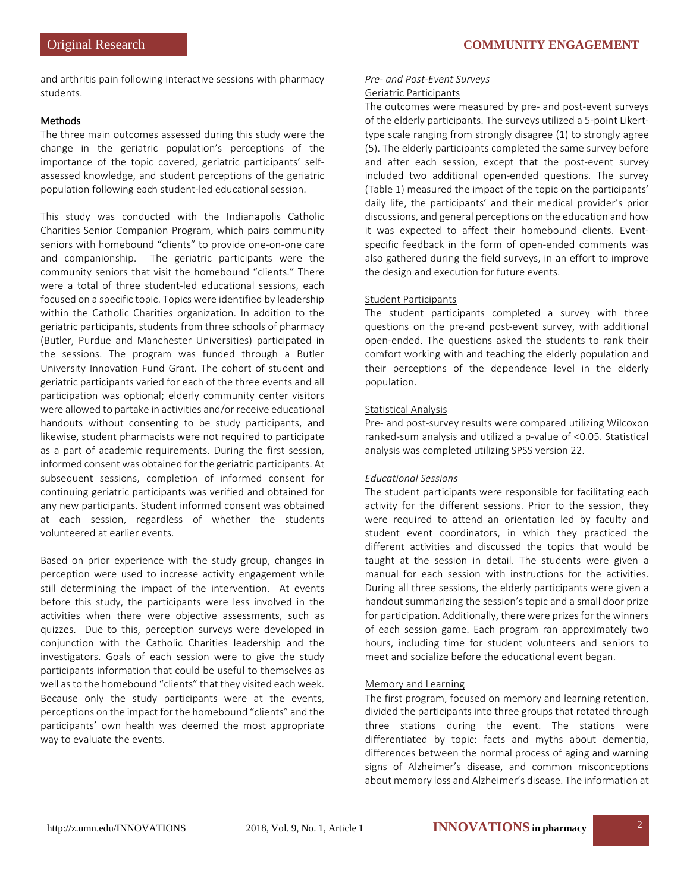and arthritis pain following interactive sessions with pharmacy students.

## Methods

The three main outcomes assessed during this study were the change in the geriatric population's perceptions of the importance of the topic covered, geriatric participants' self-assessed knowledge, and student perceptions of the geriatric population following each student-led educational session.

This study was conducted with the Indianapolis Catholic Charities Senior Companion Program, which pairs community seniors with homebound "clients" to provide one-on-one care and companionship. The geriatric participants were the community seniors that visit the homebound "clients." There were a total of three student-led educational sessions, each focused on a specific topic. Topics were identified by leadership within the Catholic Charities organization. In addition to the geriatric participants, students from three schools of pharmacy (Butler, Purdue and Manchester Universities) participated in the sessions. The program was funded through a Butler University Innovation Fund Grant. The cohort of student and geriatric participants varied for each of the three events and all participation was optional; elderly community center visitors were allowed to partake in activities and/or receive educational handouts without consenting to be study participants, and likewise, student pharmacists were not required to participate as a part of academic requirements. During the first session, informed consent was obtained for the geriatric participants. At subsequent sessions, completion of informed consent for continuing geriatric participants was verified and obtained for any new participants. Student informed consent was obtained at each session, regardless of whether the students volunteered at earlier events.

Based on prior experience with the study group, changes in perception were used to increase activity engagement while still determining the impact of the intervention. At events before this study, the participants were less involved in the activities when there were objective assessments, such as quizzes. Due to this, perception surveys were developed in conjunction with the Catholic Charities leadership and the investigators. Goals of each session were to give the study participants information that could be useful to themselves as well as to the homebound "clients" that they visited each week. Because only the study participants were at the events, perceptions on the impact for the homebound "clients" and the participants' own health was deemed the most appropriate way to evaluate the events.

### *Pre- and Post-Event Surveys*

#### Geriatric Participants

The outcomes were measured by pre- and post-event surveys of the elderly participants. The surveys utilized a 5-point Likert-type scale ranging from strongly disagree (1) to strongly agree (5). The elderly participants completed the same survey before and after each session, except that the post-event survey included two additional open-ended questions. The survey (Table 1) measured the impact of the topic on the participants' daily life, the participants' and their medical provider's prior discussions, and general perceptions on the education and how it was expected to affect their homebound clients. Event-specific feedback in the form of open-ended comments was also gathered during the field surveys, in an effort to improve the design and execution for future events.

#### Student Participants

The student participants completed a survey with three questions on the pre-and post-event survey, with additional open-ended. The questions asked the students to rank their comfort working with and teaching the elderly population and their perceptions of the dependence level in the elderly population.

#### Statistical Analysis

Pre- and post-survey results were compared utilizing Wilcoxon ranked-sum analysis and utilized a p-value of <0.05. Statistical analysis was completed utilizing SPSS version 22.

### *Educational Sessions*

The student participants were responsible for facilitating each activity for the different sessions. Prior to the session, they were required to attend an orientation led by faculty and student event coordinators, in which they practiced the different activities and discussed the topics that would be taught at the session in detail. The students were given a manual for each session with instructions for the activities. During all three sessions, the elderly participants were given a handout summarizing the session's topic and a small door prize for participation. Additionally, there were prizes for the winners of each session game. Each program ran approximately two hours, including time for student volunteers and seniors to meet and socialize before the educational event began.

#### Memory and Learning

The first program, focused on memory and learning retention, divided the participants into three groups that rotated through three stations during the event. The stations were differentiated by topic: facts and myths about dementia, differences between the normal process of aging and warning signs of Alzheimer's disease, and common misconceptions about memory loss and Alzheimer's disease. The information at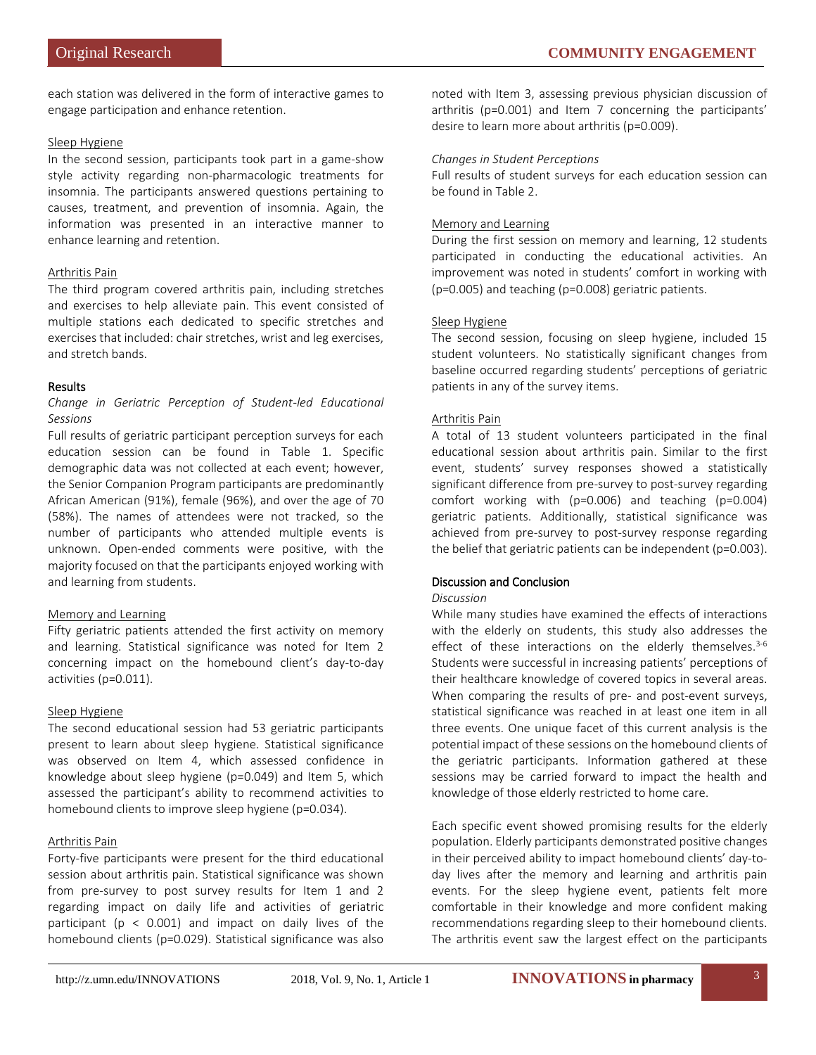each station was delivered in the form of interactive games to engage participation and enhance retention.

Sleep Hygiene

In the second session, participants took part in a game-show style activity regarding non-pharmacologic treatments for insomnia. The participants answered questions pertaining to causes, treatment, and prevention of insomnia. Again, the information was presented in an interactive manner to enhance learning and retention.

Arthritis Pain

The third program covered arthritis pain, including stretches and exercises to help alleviate pain. This event consisted of multiple stations each dedicated to specific stretches and exercises that included: chair stretches, wrist and leg exercises, and stretch bands.

## Results

*Change in Geriatric Perception of Student-led Educational Sessions*

Full results of geriatric participant perception surveys for each education session can be found in Table 1. Specific demographic data was not collected at each event; however, the Senior Companion Program participants are predominantly African American (91%), female (96%), and over the age of 70 (58%). The names of attendees were not tracked, so the number of participants who attended multiple events is unknown. Open-ended comments were positive, with the majority focused on that the participants enjoyed working with and learning from students.

Memory and Learning

Fifty geriatric patients attended the first activity on memory and learning. Statistical significance was noted for Item 2 concerning impact on the homebound client's day-to-day activities ($p=0.011$).

Sleep Hygiene

The second educational session had 53 geriatric participants present to learn about sleep hygiene. Statistical significance was observed on Item 4, which assessed confidence in knowledge about sleep hygiene ($p=0.049$) and Item 5, which assessed the participant's ability to recommend activities to homebound clients to improve sleep hygiene ($p=0.034$).

Arthritis Pain

Forty-five participants were present for the third educational session about arthritis pain. Statistical significance was shown from pre-survey to post survey results for Item 1 and 2 regarding impact on daily life and activities of geriatric participant ($p < 0.001$) and impact on daily lives of the homebound clients ($p=0.029$). Statistical significance was also noted with Item 3, assessing previous physician discussion of arthritis ($p=0.001$) and Item 7 concerning the participants' desire to learn more about arthritis ($p=0.009$).

*Changes in Student Perceptions*

Full results of student surveys for each education session can be found in Table 2.

Memory and Learning

During the first session on memory and learning, 12 students participated in conducting the educational activities. An improvement was noted in students' comfort in working with ($p=0.005$) and teaching ($p=0.008$) geriatric patients.

Sleep Hygiene

The second session, focusing on sleep hygiene, included 15 student volunteers. No statistically significant changes from baseline occurred regarding students' perceptions of geriatric patients in any of the survey items.

Arthritis Pain

A total of 13 student volunteers participated in the final educational session about arthritis pain. Similar to the first event, students' survey responses showed a statistically significant difference from pre-survey to post-survey regarding comfort working with ($p=0.006$) and teaching ($p=0.004$) geriatric patients. Additionally, statistical significance was achieved from pre-survey to post-survey response regarding the belief that geriatric patients can be independent ($p=0.003$).

## Discussion and Conclusion

*Discussion*

While many studies have examined the effects of interactions with the elderly on students, this study also addresses the effect of these interactions on the elderly themselves.[3-6] Students were successful in increasing patients' perceptions of their healthcare knowledge of covered topics in several areas. When comparing the results of pre- and post-event surveys, statistical significance was reached in at least one item in all three events. One unique facet of this current analysis is the potential impact of these sessions on the homebound clients of the geriatric participants. Information gathered at these sessions may be carried forward to impact the health and knowledge of those elderly restricted to home care.

Each specific event showed promising results for the elderly population. Elderly participants demonstrated positive changes in their perceived ability to impact homebound clients' day-to-day lives after the memory and learning and arthritis pain events. For the sleep hygiene event, patients felt more comfortable in their knowledge and more confident making recommendations regarding sleep to their homebound clients. The arthritis event saw the largest effect on the participants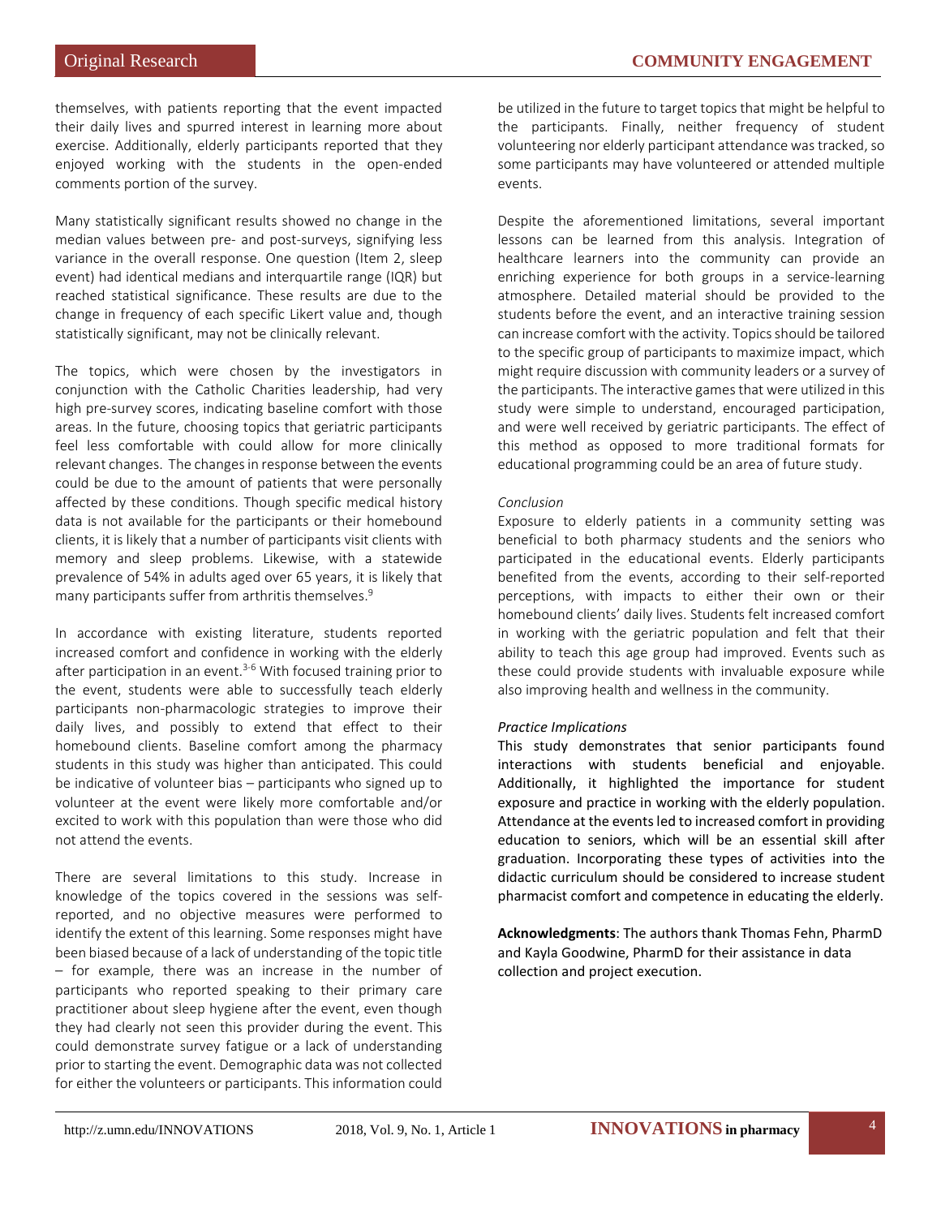themselves, with patients reporting that the event impacted their daily lives and spurred interest in learning more about exercise. Additionally, elderly participants reported that they enjoyed working with the students in the open-ended comments portion of the survey.

Many statistically significant results showed no change in the median values between pre- and post-surveys, signifying less variance in the overall response. One question (Item 2, sleep event) had identical medians and interquartile range (IQR) but reached statistical significance. These results are due to the change in frequency of each specific Likert value and, though statistically significant, may not be clinically relevant.

The topics, which were chosen by the investigators in conjunction with the Catholic Charities leadership, had very high pre-survey scores, indicating baseline comfort with those areas. In the future, choosing topics that geriatric participants feel less comfortable with could allow for more clinically relevant changes. The changes in response between the events could be due to the amount of patients that were personally affected by these conditions. Though specific medical history data is not available for the participants or their homebound clients, it is likely that a number of participants visit clients with memory and sleep problems. Likewise, with a statewide prevalence of 54% in adults aged over 65 years, it is likely that many participants suffer from arthritis themselves.[9]

In accordance with existing literature, students reported increased comfort and confidence in working with the elderly after participation in an event.[3-6] With focused training prior to the event, students were able to successfully teach elderly participants non-pharmacologic strategies to improve their daily lives, and possibly to extend that effect to their homebound clients. Baseline comfort among the pharmacy students in this study was higher than anticipated. This could be indicative of volunteer bias – participants who signed up to volunteer at the event were likely more comfortable and/or excited to work with this population than were those who did not attend the events.

There are several limitations to this study. Increase in knowledge of the topics covered in the sessions was self-reported, and no objective measures were performed to identify the extent of this learning. Some responses might have been biased because of a lack of understanding of the topic title – for example, there was an increase in the number of participants who reported speaking to their primary care practitioner about sleep hygiene after the event, even though they had clearly not seen this provider during the event. This could demonstrate survey fatigue or a lack of understanding prior to starting the event. Demographic data was not collected for either the volunteers or participants. This information could be utilized in the future to target topics that might be helpful to the participants. Finally, neither frequency of student volunteering nor elderly participant attendance was tracked, so some participants may have volunteered or attended multiple events.

Despite the aforementioned limitations, several important lessons can be learned from this analysis. Integration of healthcare learners into the community can provide an enriching experience for both groups in a service-learning atmosphere. Detailed material should be provided to the students before the event, and an interactive training session can increase comfort with the activity. Topics should be tailored to the specific group of participants to maximize impact, which might require discussion with community leaders or a survey of the participants. The interactive games that were utilized in this study were simple to understand, encouraged participation, and were well received by geriatric participants. The effect of this method as opposed to more traditional formats for educational programming could be an area of future study.

*Conclusion*

Exposure to elderly patients in a community setting was beneficial to both pharmacy students and the seniors who participated in the educational events. Elderly participants benefited from the events, according to their self-reported perceptions, with impacts to either their own or their homebound clients' daily lives. Students felt increased comfort in working with the geriatric population and felt that their ability to teach this age group had improved. Events such as these could provide students with invaluable exposure while also improving health and wellness in the community.

*Practice Implications*

This study demonstrates that senior participants found interactions with students beneficial and enjoyable. Additionally, it highlighted the importance for student exposure and practice in working with the elderly population. Attendance at the events led to increased comfort in providing education to seniors, which will be an essential skill after graduation. Incorporating these types of activities into the didactic curriculum should be considered to increase student pharmacist comfort and competence in educating the elderly.

**Acknowledgments**: The authors thank Thomas Fehn, PharmD and Kayla Goodwine, PharmD for their assistance in data collection and project execution.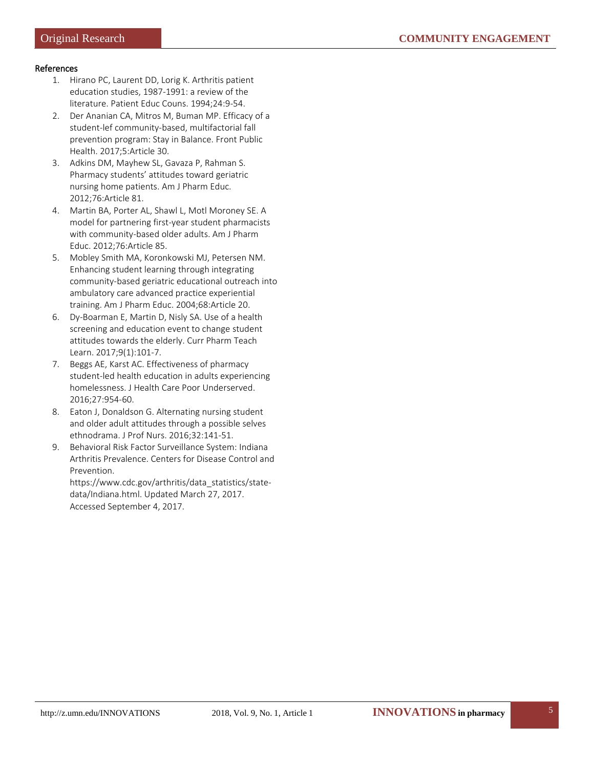### References

1. Hirano PC, Laurent DD, Lorig K. Arthritis patient education studies, 1987-1991: a review of the literature. Patient Educ Couns. 1994;24:9-54.
2. Der Ananian CA, Mitros M, Buman MP. Efficacy of a student-lef community-based, multifactorial fall prevention program: Stay in Balance. Front Public Health. 2017;5:Article 30.
3. Adkins DM, Mayhew SL, Gavaza P, Rahman S. Pharmacy students' attitudes toward geriatric nursing home patients. Am J Pharm Educ. 2012;76:Article 81.
4. Martin BA, Porter AL, Shawl L, Motl Moroney SE. A model for partnering first-year student pharmacists with community-based older adults. Am J Pharm Educ. 2012;76:Article 85.
5. Mobley Smith MA, Koronkowski MJ, Petersen NM. Enhancing student learning through integrating community-based geriatric educational outreach into ambulatory care advanced practice experiential training. Am J Pharm Educ. 2004;68:Article 20.
6. Dy-Boarman E, Martin D, Nisly SA. Use of a health screening and education event to change student attitudes towards the elderly. Curr Pharm Teach Learn. 2017;9(1):101-7.
7. Beggs AE, Karst AC. Effectiveness of pharmacy student-led health education in adults experiencing homelessness. J Health Care Poor Underserved. 2016;27:954-60.
8. Eaton J, Donaldson G. Alternating nursing student and older adult attitudes through a possible selves ethnodrama. J Prof Nurs. 2016;32:141-51.
9. Behavioral Risk Factor Surveillance System: Indiana Arthritis Prevalence. Centers for Disease Control and Prevention. https://www.cdc.gov/arthritis/data_statistics/state-data/Indiana.html. Updated March 27, 2017. Accessed September 4, 2017.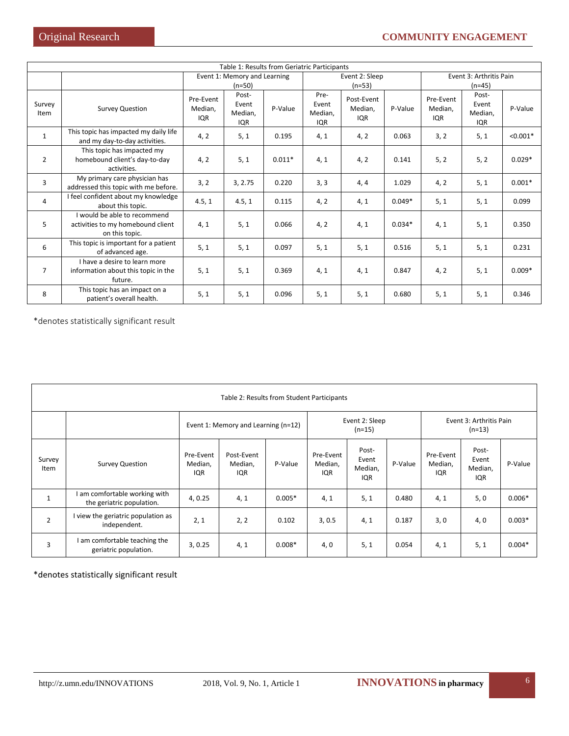Table 1: Results from Geriatric Participants

| | | Event 1: Memory and Learning (n=50) | | | Event 2: Sleep (n=53) | | | Event 3: Arthritis Pain (n=45) | | |
|---|---|---|---|---|---|---|---|---|---|---|
| Survey Item | Survey Question | Pre-Event Median, IQR | Post-Event Median, IQR | P-Value | Pre-Event Median, IQR | Post-Event Median, IQR | P-Value | Pre-Event Median, IQR | Post-Event Median, IQR | P-Value |
| 1 | This topic has impacted my daily life and my day-to-day activities. | 4, 2 | 5, 1 | 0.195 | 4, 1 | 4, 2 | 0.063 | 3, 2 | 5, 1 | <0.001* |
| 2 | This topic has impacted my homebound client's day-to-day activities. | 4, 2 | 5, 1 | 0.011* | 4, 1 | 4, 2 | 0.141 | 5, 2 | 5, 2 | 0.029* |
| 3 | My primary care physician has addressed this topic with me before. | 3, 2 | 3, 2.75 | 0.220 | 3, 3 | 4, 4 | 1.029 | 4, 2 | 5, 1 | 0.001* |
| 4 | I feel confident about my knowledge about this topic. | 4.5, 1 | 4.5, 1 | 0.115 | 4, 2 | 4, 1 | 0.049* | 5, 1 | 5, 1 | 0.099 |
| 5 | I would be able to recommend activities to my homebound client on this topic. | 4, 1 | 5, 1 | 0.066 | 4, 2 | 4, 1 | 0.034* | 4, 1 | 5, 1 | 0.350 |
| 6 | This topic is important for a patient of advanced age. | 5, 1 | 5, 1 | 0.097 | 5, 1 | 5, 1 | 0.516 | 5, 1 | 5, 1 | 0.231 |
| 7 | I have a desire to learn more information about this topic in the future. | 5, 1 | 5, 1 | 0.369 | 4, 1 | 4, 1 | 0.847 | 4, 2 | 5, 1 | 0.009* |
| 8 | This topic has an impact on a patient's overall health. | 5, 1 | 5, 1 | 0.096 | 5, 1 | 5, 1 | 0.680 | 5, 1 | 5, 1 | 0.346 |

*denotes statistically significant result

Table 2: Results from Student Participants

| | | Event 1: Memory and Learning (n=12) | | | Event 2: Sleep (n=15) | | | Event 3: Arthritis Pain (n=13) | | |
|---|---|---|---|---|---|---|---|---|---|---|
| Survey Item | Survey Question | Pre-Event Median, IQR | Post-Event Median, IQR | P-Value | Pre-Event Median, IQR | Post-Event Median, IQR | P-Value | Pre-Event Median, IQR | Post-Event Median, IQR | P-Value |
| 1 | I am comfortable working with the geriatric population. | 4, 0.25 | 4, 1 | 0.005* | 4, 1 | 5, 1 | 0.480 | 4, 1 | 5, 0 | 0.006* |
| 2 | I view the geriatric population as independent. | 2, 1 | 2, 2 | 0.102 | 3, 0.5 | 4, 1 | 0.187 | 3, 0 | 4, 0 | 0.003* |
| 3 | I am comfortable teaching the geriatric population. | 3, 0.25 | 4, 1 | 0.008* | 4, 0 | 5, 1 | 0.054 | 4, 1 | 5, 1 | 0.004* |

*denotes statistically significant result